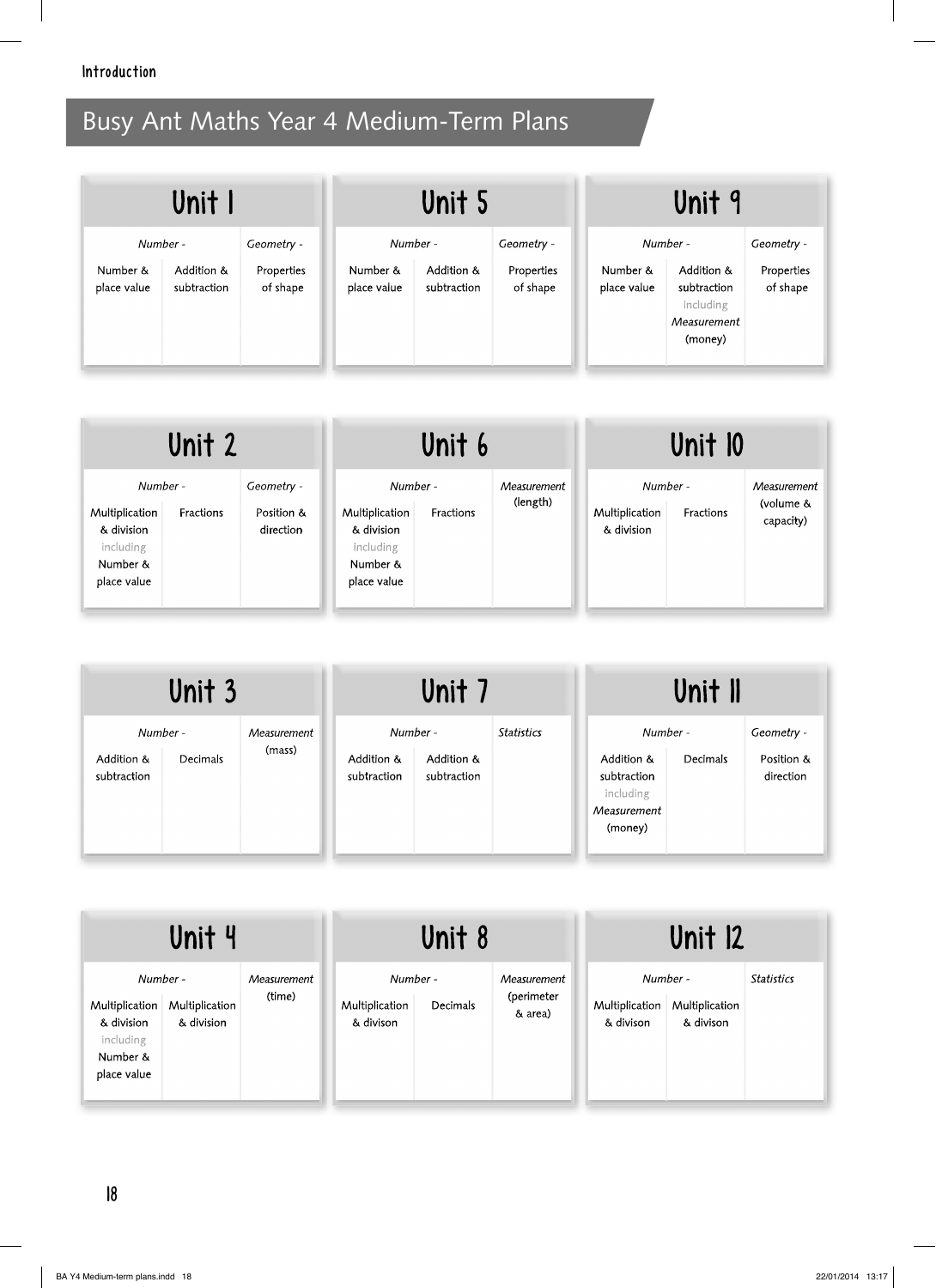# Busy Ant Maths Year 4 Medium-Term Plans

## Unit 1

| *Number -* | | *Geometry -* |
|---|---|---|
| Number & place value | Addition & subtraction | Properties of shape |

## Unit 2

| *Number -* | | *Geometry -* |
|---|---|---|
| Multiplication & division including Number & place value | Fractions | Position & direction |

## Unit 3

| *Number -* | | *Measurement* |
|---|---|---|
| Addition & subtraction | Decimals | (mass) |

## Unit 4

| *Number -* | | *Measurement* |
|---|---|---|
| Multiplication & division including Number & place value | Multiplication & division | (time) |

## Unit 5

| *Number -* | | *Geometry -* |
|---|---|---|
| Number & place value | Addition & subtraction | Properties of shape |

## Unit 6

| *Number -* | | *Measurement* |
|---|---|---|
| Multiplication & division including Number & place value | Fractions | (length) |

## Unit 7

| *Number -* | | *Statistics* |
|---|---|---|
| Addition & subtraction | Addition & subtraction | |

## Unit 8

| *Number -* | | *Measurement* |
|---|---|---|
| Multiplication & divison | Decimals | (perimeter & area) |

## Unit 9

| *Number -* | | *Geometry -* |
|---|---|---|
| Number & place value | Addition & subtraction including *Measurement* (money) | Properties of shape |

## Unit 10

| *Number -* | | *Measurement* |
|---|---|---|
| Multiplication & division | Fractions | (volume & capacity) |

## Unit 11

| *Number -* | | *Geometry -* |
|---|---|---|
| Addition & subtraction including *Measurement* (money) | Decimals | Position & direction |

## Unit 12

| *Number -* | | *Statistics* |
|---|---|---|
| Multiplication & divison | Multiplication & divison | |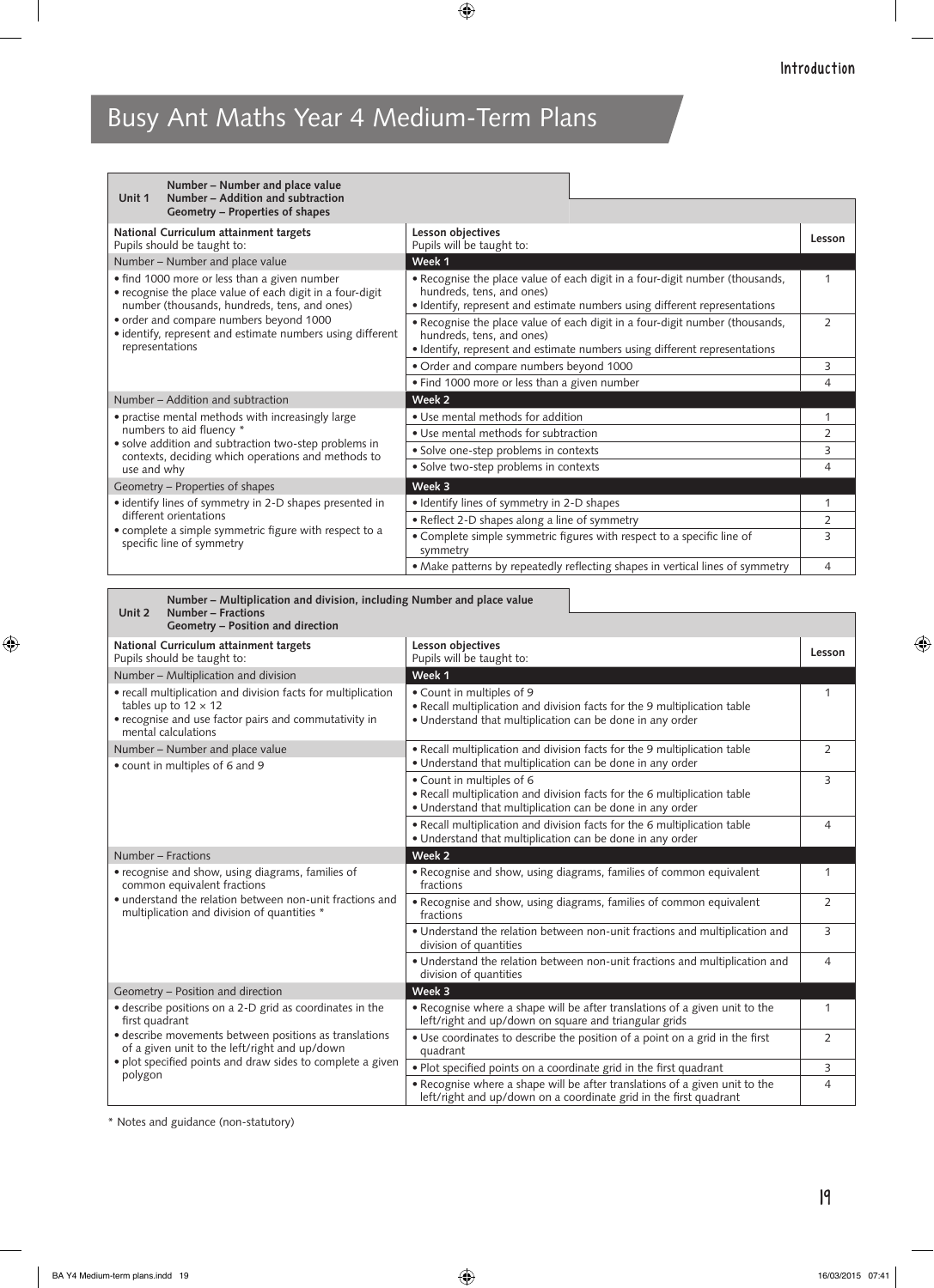# Busy Ant Maths Year 4 Medium-Term Plans

| Unit 1 | Number – Number and place value<br>Number – Addition and subtraction<br>Geometry – Properties of shapes | |
|---|---|---|
| **National Curriculum attainment targets**<br>Pupils should be taught to: | **Lesson objectives**<br>Pupils will be taught to: | **Lesson** |
| Number – Number and place value | **Week 1** | |
| • find 1000 more or less than a given number<br>• recognise the place value of each digit in a four-digit number (thousands, hundreds, tens, and ones)<br>• order and compare numbers beyond 1000<br>• identify, represent and estimate numbers using different representations | • Recognise the place value of each digit in a four-digit number (thousands, hundreds, tens, and ones)<br>• Identify, represent and estimate numbers using different representations | 1 |
| | • Recognise the place value of each digit in a four-digit number (thousands, hundreds, tens, and ones)<br>• Identify, represent and estimate numbers using different representations | 2 |
| | • Order and compare numbers beyond 1000 | 3 |
| | • Find 1000 more or less than a given number | 4 |
| Number – Addition and subtraction | **Week 2** | |
| • practise mental methods with increasingly large numbers to aid fluency *<br>• solve addition and subtraction two-step problems in contexts, deciding which operations and methods to use and why | • Use mental methods for addition | 1 |
| | • Use mental methods for subtraction | 2 |
| | • Solve one-step problems in contexts | 3 |
| | • Solve two-step problems in contexts | 4 |
| Geometry – Properties of shapes | **Week 3** | |
| • identify lines of symmetry in 2-D shapes presented in different orientations<br>• complete a simple symmetric figure with respect to a specific line of symmetry | • Identify lines of symmetry in 2-D shapes | 1 |
| | • Reflect 2-D shapes along a line of symmetry | 2 |
| | • Complete simple symmetric figures with respect to a specific line of symmetry | 3 |
| | • Make patterns by repeatedly reflecting shapes in vertical lines of symmetry | 4 |

| Unit 2 | Number – Multiplication and division, including Number and place value<br>Number – Fractions<br>Geometry – Position and direction | |
|---|---|---|
| **National Curriculum attainment targets**<br>Pupils should be taught to: | **Lesson objectives**<br>Pupils will be taught to: | **Lesson** |
| Number – Multiplication and division | **Week 1** | |
| • recall multiplication and division facts for multiplication tables up to 12 × 12<br>• recognise and use factor pairs and commutativity in mental calculations | • Count in multiples of 9<br>• Recall multiplication and division facts for the 9 multiplication table<br>• Understand that multiplication can be done in any order | 1 |
| Number – Number and place value<br>• count in multiples of 6 and 9 | • Recall multiplication and division facts for the 9 multiplication table<br>• Understand that multiplication can be done in any order | 2 |
| | • Count in multiples of 6<br>• Recall multiplication and division facts for the 6 multiplication table<br>• Understand that multiplication can be done in any order | 3 |
| | • Recall multiplication and division facts for the 6 multiplication table<br>• Understand that multiplication can be done in any order | 4 |
| Number – Fractions | **Week 2** | |
| • recognise and show, using diagrams, families of common equivalent fractions<br>• understand the relation between non-unit fractions and multiplication and division of quantities * | • Recognise and show, using diagrams, families of common equivalent fractions | 1 |
| | • Recognise and show, using diagrams, families of common equivalent fractions | 2 |
| | • Understand the relation between non-unit fractions and multiplication and division of quantities | 3 |
| | • Understand the relation between non-unit fractions and multiplication and division of quantities | 4 |
| Geometry – Position and direction | **Week 3** | |
| • describe positions on a 2-D grid as coordinates in the first quadrant<br>• describe movements between positions as translations of a given unit to the left/right and up/down<br>• plot specified points and draw sides to complete a given polygon | • Recognise where a shape will be after translations of a given unit to the left/right and up/down on square and triangular grids | 1 |
| | • Use coordinates to describe the position of a point on a grid in the first quadrant | 2 |
| | • Plot specified points on a coordinate grid in the first quadrant | 3 |
| | • Recognise where a shape will be after translations of a given unit to the left/right and up/down on a coordinate grid in the first quadrant | 4 |

* Notes and guidance (non-statutory)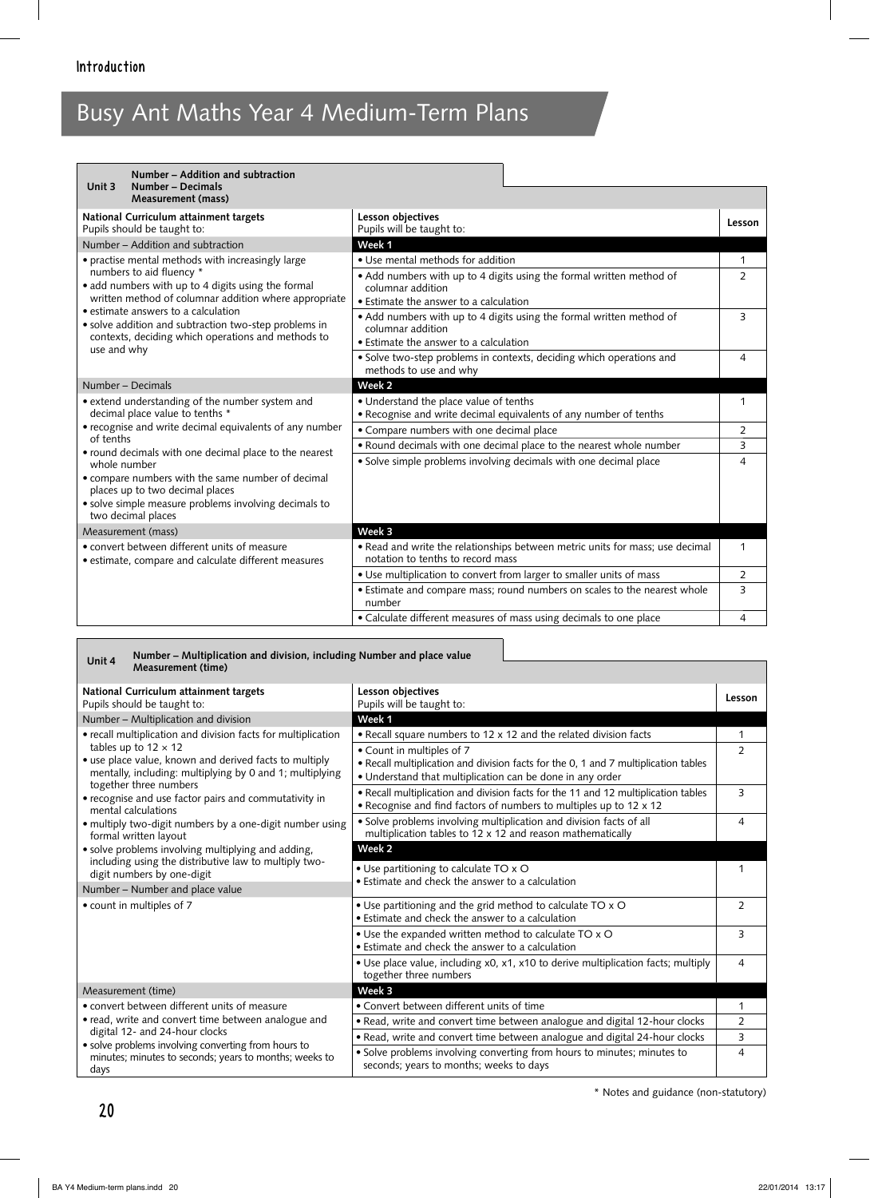# Busy Ant Maths Year 4 Medium-Term Plans

| **Unit 3** | **Number – Addition and subtraction<br>Number – Decimals<br>Measurement (mass)** | |
|---|---|---|
| **National Curriculum attainment targets**<br>Pupils should be taught to: | **Lesson objectives**<br>Pupils will be taught to: | **Lesson** |
| Number – Addition and subtraction | **Week 1** | |
| • practise mental methods with increasingly large numbers to aid fluency *<br>• add numbers with up to 4 digits using the formal written method of columnar addition where appropriate<br>• estimate answers to a calculation<br>• solve addition and subtraction two-step problems in contexts, deciding which operations and methods to use and why | • Use mental methods for addition | 1 |
| | • Add numbers with up to 4 digits using the formal written method of columnar addition<br>• Estimate the answer to a calculation | 2 |
| | • Add numbers with up to 4 digits using the formal written method of columnar addition<br>• Estimate the answer to a calculation | 3 |
| | • Solve two-step problems in contexts, deciding which operations and methods to use and why | 4 |
| Number – Decimals | **Week 2** | |
| • extend understanding of the number system and decimal place value to tenths *<br>• recognise and write decimal equivalents of any number of tenths<br>• round decimals with one decimal place to the nearest whole number<br>• compare numbers with the same number of decimal places up to two decimal places<br>• solve simple measure problems involving decimals to two decimal places | • Understand the place value of tenths<br>• Recognise and write decimal equivalents of any number of tenths | 1 |
| | • Compare numbers with one decimal place | 2 |
| | • Round decimals with one decimal place to the nearest whole number | 3 |
| | • Solve simple problems involving decimals with one decimal place | 4 |
| Measurement (mass) | **Week 3** | |
| • convert between different units of measure<br>• estimate, compare and calculate different measures | • Read and write the relationships between metric units for mass; use decimal notation to tenths to record mass | 1 |
| | • Use multiplication to convert from larger to smaller units of mass | 2 |
| | • Estimate and compare mass; round numbers on scales to the nearest whole number | 3 |
| | • Calculate different measures of mass using decimals to one place | 4 |

| **Unit 4** | **Number – Multiplication and division, including Number and place value<br>Measurement (time)** | |
|---|---|---|
| **National Curriculum attainment targets**<br>Pupils should be taught to: | **Lesson objectives**<br>Pupils will be taught to: | **Lesson** |
| Number – Multiplication and division | **Week 1** | |
| • recall multiplication and division facts for multiplication tables up to 12 × 12<br>• use place value, known and derived facts to multiply mentally, including: multiplying by 0 and 1; multiplying together three numbers<br>• recognise and use factor pairs and commutativity in mental calculations<br>• multiply two-digit numbers by a one-digit number using formal written layout<br>• solve problems involving multiplying and adding, including using the distributive law to multiply two-digit numbers by one-digit | • Recall square numbers to 12 x 12 and the related division facts | 1 |
| | • Count in multiples of 7<br>• Recall multiplication and division facts for the 0, 1 and 7 multiplication tables<br>• Understand that multiplication can be done in any order | 2 |
| | • Recall multiplication and division facts for the 11 and 12 multiplication tables<br>• Recognise and find factors of numbers to multiples up to 12 x 12 | 3 |
| | • Solve problems involving multiplication and division facts of all multiplication tables to 12 x 12 and reason mathematically | 4 |
| | **Week 2** | |
| Number – Number and place value | • Use partitioning to calculate TO x O<br>• Estimate and check the answer to a calculation | 1 |
| • count in multiples of 7 | • Use partitioning and the grid method to calculate TO x O<br>• Estimate and check the answer to a calculation | 2 |
| | • Use the expanded written method to calculate TO x O<br>• Estimate and check the answer to a calculation | 3 |
| | • Use place value, including x0, x1, x10 to derive multiplication facts; multiply together three numbers | 4 |
| Measurement (time) | **Week 3** | |
| • convert between different units of measure<br>• read, write and convert time between analogue and digital 12- and 24-hour clocks<br>• solve problems involving converting from hours to minutes; minutes to seconds; years to months; weeks to days | • Convert between different units of time | 1 |
| | • Read, write and convert time between analogue and digital 12-hour clocks | 2 |
| | • Read, write and convert time between analogue and digital 24-hour clocks | 3 |
| | • Solve problems involving converting from hours to minutes; minutes to seconds; years to months; weeks to days | 4 |

\* Notes and guidance (non-statutory)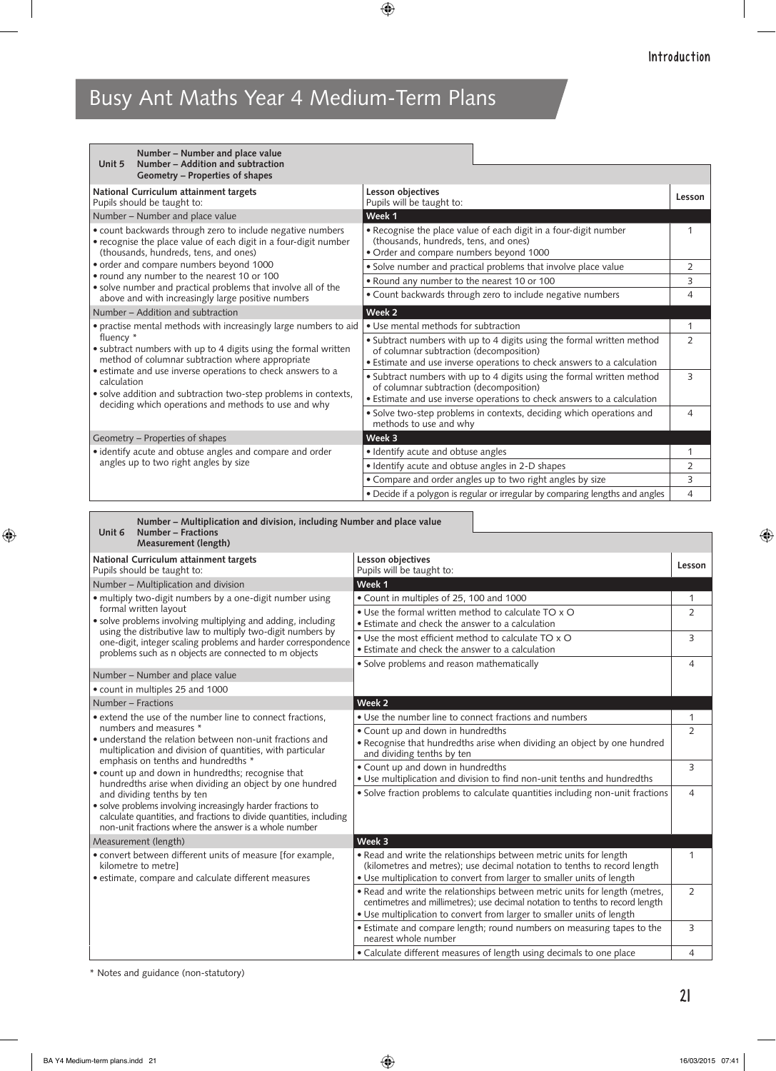# Busy Ant Maths Year 4 Medium-Term Plans

**Unit 5** — **Number – Number and place value** / **Number – Addition and subtraction** / **Geometry – Properties of shapes**

| National Curriculum attainment targets<br>Pupils should be taught to: | Lesson objectives<br>Pupils will be taught to: | Lesson |
|---|---|---|
| Number – Number and place value | **Week 1** | |
| • count backwards through zero to include negative numbers<br>• recognise the place value of each digit in a four-digit number (thousands, hundreds, tens, and ones)<br>• order and compare numbers beyond 1000<br>• round any number to the nearest 10 or 100<br>• solve number and practical problems that involve all of the above and with increasingly large positive numbers | • Recognise the place value of each digit in a four-digit number (thousands, hundreds, tens, and ones)<br>• Order and compare numbers beyond 1000 | 1 |
| | • Solve number and practical problems that involve place value | 2 |
| | • Round any number to the nearest 10 or 100 | 3 |
| | • Count backwards through zero to include negative numbers | 4 |
| Number – Addition and subtraction | **Week 2** | |
| • practise mental methods with increasingly large numbers to aid fluency *<br>• subtract numbers with up to 4 digits using the formal written method of columnar subtraction where appropriate<br>• estimate and use inverse operations to check answers to a calculation<br>• solve addition and subtraction two-step problems in contexts, deciding which operations and methods to use and why | • Use mental methods for subtraction | 1 |
| | • Subtract numbers with up to 4 digits using the formal written method of columnar subtraction (decomposition)<br>• Estimate and use inverse operations to check answers to a calculation | 2 |
| | • Subtract numbers with up to 4 digits using the formal written method of columnar subtraction (decomposition)<br>• Estimate and use inverse operations to check answers to a calculation | 3 |
| | • Solve two-step problems in contexts, deciding which operations and methods to use and why | 4 |
| Geometry – Properties of shapes | **Week 3** | |
| • identify acute and obtuse angles and compare and order angles up to two right angles by size | • Identify acute and obtuse angles | 1 |
| | • Identify acute and obtuse angles in 2-D shapes | 2 |
| | • Compare and order angles up to two right angles by size | 3 |
| | • Decide if a polygon is regular or irregular by comparing lengths and angles | 4 |

**Unit 6** — **Number – Multiplication and division, including Number and place value** / **Number – Fractions** / **Measurement (length)**

| National Curriculum attainment targets<br>Pupils should be taught to: | Lesson objectives<br>Pupils will be taught to: | Lesson |
|---|---|---|
| Number – Multiplication and division | **Week 1** | |
| • multiply two-digit numbers by a one-digit number using formal written layout<br>• solve problems involving multiplying and adding, including using the distributive law to multiply two-digit numbers by one-digit, integer scaling problems and harder correspondence problems such as n objects are connected to m objects | • Count in multiples of 25, 100 and 1000 | 1 |
| | • Use the formal written method to calculate TO x O<br>• Estimate and check the answer to a calculation | 2 |
| | • Use the most efficient method to calculate TO x O<br>• Estimate and check the answer to a calculation | 3 |
| Number – Number and place value<br>• count in multiples 25 and 1000 | • Solve problems and reason mathematically | 4 |
| Number – Fractions | **Week 2** | |
| • extend the use of the number line to connect fractions, numbers and measures *<br>• understand the relation between non-unit fractions and multiplication and division of quantities, with particular emphasis on tenths and hundredths *<br>• count up and down in hundredths; recognise that hundredths arise when dividing an object by one hundred and dividing tenths by ten<br>• solve problems involving increasingly harder fractions to calculate quantities, and fractions to divide quantities, including non-unit fractions where the answer is a whole number | • Use the number line to connect fractions and numbers | 1 |
| | • Count up and down in hundredths<br>• Recognise that hundredths arise when dividing an object by one hundred and dividing tenths by ten | 2 |
| | • Count up and down in hundredths<br>• Use multiplication and division to find non-unit tenths and hundredths | 3 |
| | • Solve fraction problems to calculate quantities including non-unit fractions | 4 |
| Measurement (length) | **Week 3** | |
| • convert between different units of measure [for example, kilometre to metre]<br>• estimate, compare and calculate different measures | • Read and write the relationships between metric units for length (kilometres and metres); use decimal notation to tenths to record length<br>• Use multiplication to convert from larger to smaller units of length | 1 |
| | • Read and write the relationships between metric units for length (metres, centimetres and millimetres); use decimal notation to tenths to record length<br>• Use multiplication to convert from larger to smaller units of length | 2 |
| | • Estimate and compare length; round numbers on measuring tapes to the nearest whole number | 3 |
| | • Calculate different measures of length using decimals to one place | 4 |

* Notes and guidance (non-statutory)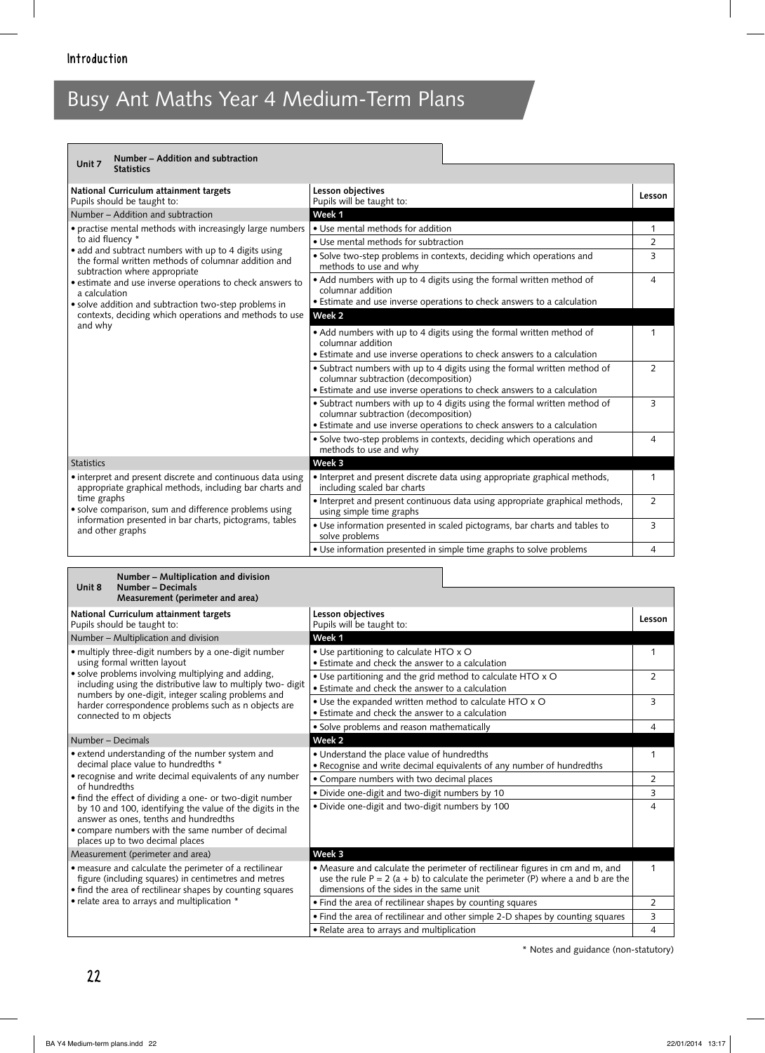# Busy Ant Maths Year 4 Medium-Term Plans

**Unit 7** — **Number – Addition and subtraction**
**Statistics**

| National Curriculum attainment targets<br>Pupils should be taught to: | Lesson objectives<br>Pupils will be taught to: | Lesson |
|---|---|---|
| Number – Addition and subtraction | **Week 1** | |
| • practise mental methods with increasingly large numbers to aid fluency *<br>• add and subtract numbers with up to 4 digits using the formal written methods of columnar addition and subtraction where appropriate<br>• estimate and use inverse operations to check answers to a calculation<br>• solve addition and subtraction two-step problems in contexts, deciding which operations and methods to use and why | • Use mental methods for addition | 1 |
| | • Use mental methods for subtraction | 2 |
| | • Solve two-step problems in contexts, deciding which operations and methods to use and why | 3 |
| | • Add numbers with up to 4 digits using the formal written method of columnar addition<br>• Estimate and use inverse operations to check answers to a calculation | 4 |
| | **Week 2** | |
| | • Add numbers with up to 4 digits using the formal written method of columnar addition<br>• Estimate and use inverse operations to check answers to a calculation | 1 |
| | • Subtract numbers with up to 4 digits using the formal written method of columnar subtraction (decomposition)<br>• Estimate and use inverse operations to check answers to a calculation | 2 |
| | • Subtract numbers with up to 4 digits using the formal written method of columnar subtraction (decomposition)<br>• Estimate and use inverse operations to check answers to a calculation | 3 |
| | • Solve two-step problems in contexts, deciding which operations and methods to use and why | 4 |
| Statistics | **Week 3** | |
| • interpret and present discrete and continuous data using appropriate graphical methods, including bar charts and time graphs<br>• solve comparison, sum and difference problems using information presented in bar charts, pictograms, tables and other graphs | • Interpret and present discrete data using appropriate graphical methods, including scaled bar charts | 1 |
| | • Interpret and present continuous data using appropriate graphical methods, using simple time graphs | 2 |
| | • Use information presented in scaled pictograms, bar charts and tables to solve problems | 3 |
| | • Use information presented in simple time graphs to solve problems | 4 |

**Unit 8** — **Number – Multiplication and division**
**Number – Decimals**
**Measurement (perimeter and area)**

| National Curriculum attainment targets<br>Pupils should be taught to: | Lesson objectives<br>Pupils will be taught to: | Lesson |
|---|---|---|
| Number – Multiplication and division | **Week 1** | |
| • multiply three-digit numbers by a one-digit number using formal written layout<br>• solve problems involving multiplying and adding, including using the distributive law to multiply two- digit numbers by one-digit, integer scaling problems and harder correspondence problems such as n objects are connected to m objects | • Use partitioning to calculate HTO x O<br>• Estimate and check the answer to a calculation | 1 |
| | • Use partitioning and the grid method to calculate HTO x O<br>• Estimate and check the answer to a calculation | 2 |
| | • Use the expanded written method to calculate HTO x O<br>• Estimate and check the answer to a calculation | 3 |
| | • Solve problems and reason mathematically | 4 |
| Number – Decimals | **Week 2** | |
| • extend understanding of the number system and decimal place value to hundredths *<br>• recognise and write decimal equivalents of any number of hundredths<br>• find the effect of dividing a one- or two-digit number by 10 and 100, identifying the value of the digits in the answer as ones, tenths and hundredths<br>• compare numbers with the same number of decimal places up to two decimal places | • Understand the place value of hundredths<br>• Recognise and write decimal equivalents of any number of hundredths | 1 |
| | • Compare numbers with two decimal places | 2 |
| | • Divide one-digit and two-digit numbers by 10 | 3 |
| | • Divide one-digit and two-digit numbers by 100 | 4 |
| Measurement (perimeter and area) | **Week 3** | |
| • measure and calculate the perimeter of a rectilinear figure (including squares) in centimetres and metres<br>• find the area of rectilinear shapes by counting squares<br>• relate area to arrays and multiplication * | • Measure and calculate the perimeter of rectilinear figures in cm and m, and use the rule $P = 2 (a + b)$ to calculate the perimeter (P) where a and b are the dimensions of the sides in the same unit | 1 |
| | • Find the area of rectilinear shapes by counting squares | 2 |
| | • Find the area of rectilinear and other simple 2-D shapes by counting squares | 3 |
| | • Relate area to arrays and multiplication | 4 |

\* Notes and guidance (non-statutory)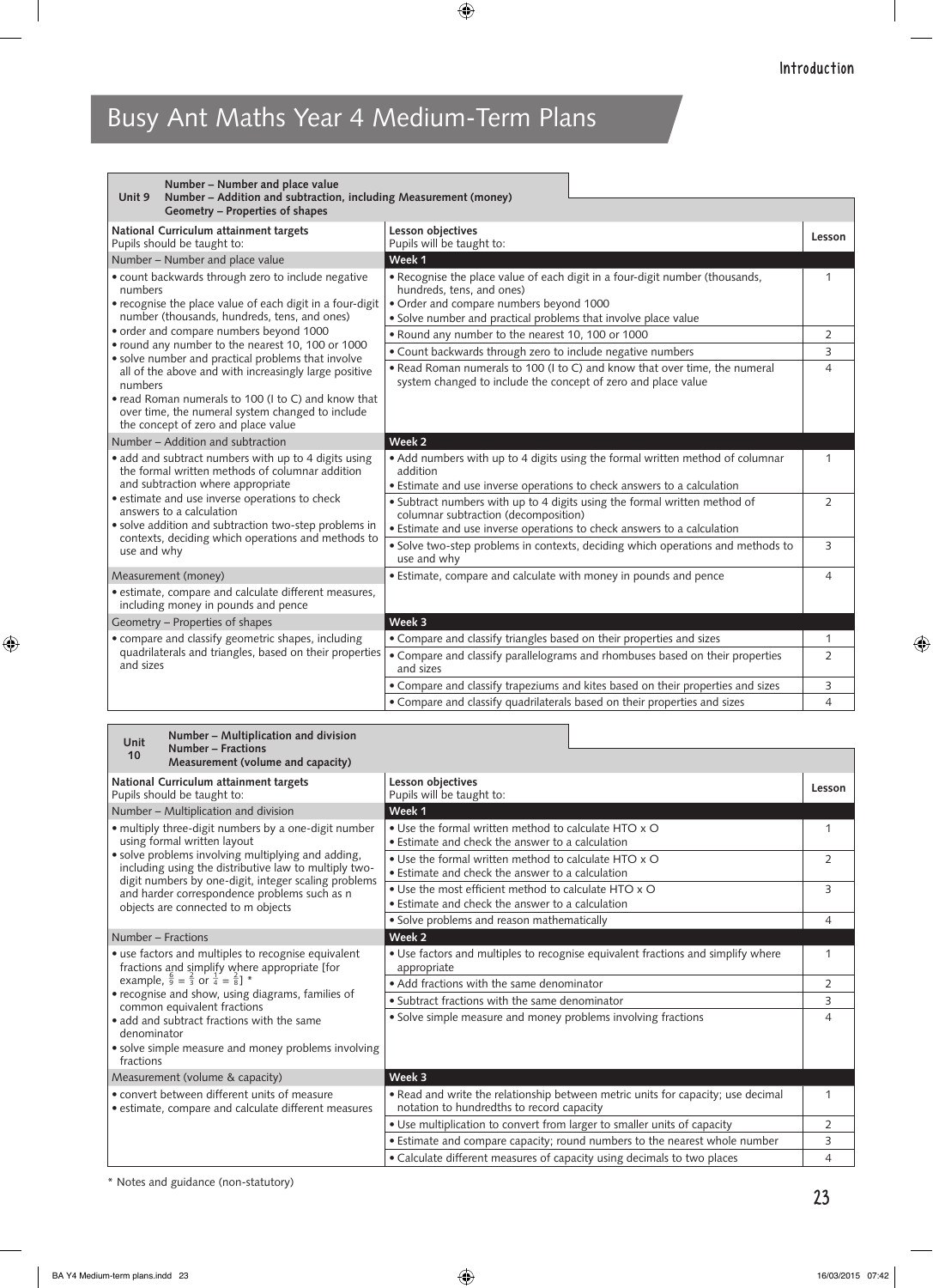# Busy Ant Maths Year 4 Medium-Term Plans

| Unit 9 | Number – Number and place value<br>Number – Addition and subtraction, including Measurement (money)<br>Geometry – Properties of shapes | |
|---|---|---|
| **National Curriculum attainment targets**<br>Pupils should be taught to: | **Lesson objectives**<br>Pupils will be taught to: | **Lesson** |
| Number – Number and place value | **Week 1** | |
| • count backwards through zero to include negative numbers<br>• recognise the place value of each digit in a four-digit number (thousands, hundreds, tens, and ones)<br>• order and compare numbers beyond 1000<br>• round any number to the nearest 10, 100 or 1000<br>• solve number and practical problems that involve all of the above and with increasingly large positive numbers<br>• read Roman numerals to 100 (I to C) and know that over time, the numeral system changed to include the concept of zero and place value | • Recognise the place value of each digit in a four-digit number (thousands, hundreds, tens, and ones)<br>• Order and compare numbers beyond 1000<br>• Solve number and practical problems that involve place value | 1 |
| | • Round any number to the nearest 10, 100 or 1000 | 2 |
| | • Count backwards through zero to include negative numbers | 3 |
| | • Read Roman numerals to 100 (I to C) and know that over time, the numeral system changed to include the concept of zero and place value | 4 |
| Number – Addition and subtraction | **Week 2** | |
| • add and subtract numbers with up to 4 digits using the formal written methods of columnar addition and subtraction where appropriate<br>• estimate and use inverse operations to check answers to a calculation<br>• solve addition and subtraction two-step problems in contexts, deciding which operations and methods to use and why | • Add numbers with up to 4 digits using the formal written method of columnar addition<br>• Estimate and use inverse operations to check answers to a calculation | 1 |
| | • Subtract numbers with up to 4 digits using the formal written method of columnar subtraction (decomposition)<br>• Estimate and use inverse operations to check answers to a calculation | 2 |
| | • Solve two-step problems in contexts, deciding which operations and methods to use and why | 3 |
| Measurement (money)<br>• estimate, compare and calculate different measures, including money in pounds and pence | • Estimate, compare and calculate with money in pounds and pence | 4 |
| Geometry – Properties of shapes | **Week 3** | |
| • compare and classify geometric shapes, including quadrilaterals and triangles, based on their properties and sizes | • Compare and classify triangles based on their properties and sizes | 1 |
| | • Compare and classify parallelograms and rhombuses based on their properties and sizes | 2 |
| | • Compare and classify trapeziums and kites based on their properties and sizes | 3 |
| | • Compare and classify quadrilaterals based on their properties and sizes | 4 |

| Unit 10 | Number – Multiplication and division<br>Number – Fractions<br>Measurement (volume and capacity) | |
|---|---|---|
| **National Curriculum attainment targets**<br>Pupils should be taught to: | **Lesson objectives**<br>Pupils will be taught to: | **Lesson** |
| Number – Multiplication and division | **Week 1** | |
| • multiply three-digit numbers by a one-digit number using formal written layout<br>• solve problems involving multiplying and adding, including using the distributive law to multiply two-digit numbers by one-digit, integer scaling problems and harder correspondence problems such as n objects are connected to m objects | • Use the formal written method to calculate HTO x O<br>• Estimate and check the answer to a calculation | 1 |
| | • Use the formal written method to calculate HTO x O<br>• Estimate and check the answer to a calculation | 2 |
| | • Use the most efficient method to calculate HTO x O<br>• Estimate and check the answer to a calculation | 3 |
| | • Solve problems and reason mathematically | 4 |
| Number – Fractions | **Week 2** | |
| • use factors and multiples to recognise equivalent fractions and simplify where appropriate [for example, $\frac{6}{9} = \frac{2}{3}$ or $\frac{1}{4} = \frac{2}{8}$] *<br>• recognise and show, using diagrams, families of common equivalent fractions<br>• add and subtract fractions with the same denominator<br>• solve simple measure and money problems involving fractions | • Use factors and multiples to recognise equivalent fractions and simplify where appropriate | 1 |
| | • Add fractions with the same denominator | 2 |
| | • Subtract fractions with the same denominator | 3 |
| | • Solve simple measure and money problems involving fractions | 4 |
| Measurement (volume & capacity) | **Week 3** | |
| • convert between different units of measure<br>• estimate, compare and calculate different measures | • Read and write the relationship between metric units for capacity; use decimal notation to hundredths to record capacity | 1 |
| | • Use multiplication to convert from larger to smaller units of capacity | 2 |
| | • Estimate and compare capacity; round numbers to the nearest whole number | 3 |
| | • Calculate different measures of capacity using decimals to two places | 4 |

\* Notes and guidance (non-statutory)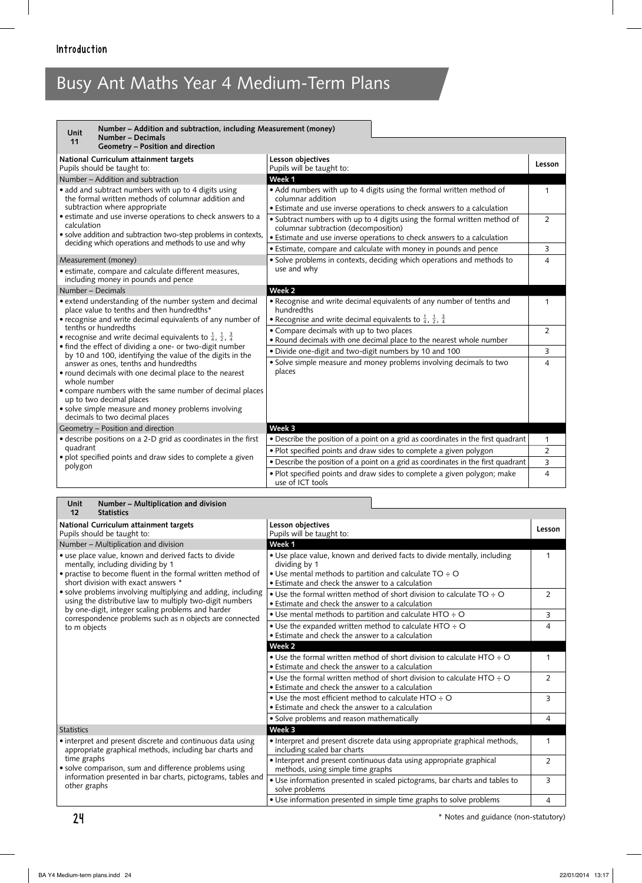Introduction

# Busy Ant Maths Year 4 Medium-Term Plans

**Unit 11** **Number – Addition and subtraction, including Measurement (money)**
**Number – Decimals**
**Geometry – Position and direction**

| National Curriculum attainment targets<br>Pupils should be taught to: | Lesson objectives<br>Pupils will be taught to: | Lesson |
|---|---|---|
| Number – Addition and subtraction | **Week 1** | |
| • add and subtract numbers with up to 4 digits using the formal written methods of columnar addition and subtraction where appropriate<br>• estimate and use inverse operations to check answers to a calculation<br>• solve addition and subtraction two-step problems in contexts, deciding which operations and methods to use and why | • Add numbers with up to 4 digits using the formal written method of columnar addition<br>• Estimate and use inverse operations to check answers to a calculation | 1 |
| | • Subtract numbers with up to 4 digits using the formal written method of columnar subtraction (decomposition)<br>• Estimate and use inverse operations to check answers to a calculation | 2 |
| | • Estimate, compare and calculate with money in pounds and pence | 3 |
| Measurement (money)<br>• estimate, compare and calculate different measures, including money in pounds and pence | • Solve problems in contexts, deciding which operations and methods to use and why | 4 |
| Number – Decimals | **Week 2** | |
| • extend understanding of the number system and decimal place value to tenths and then hundredths*<br>• recognise and write decimal equivalents of any number of tenths or hundredths<br>• recognise and write decimal equivalents to $\frac{1}{4}$, $\frac{1}{2}$, $\frac{3}{4}$<br>• find the effect of dividing a one- or two-digit number by 10 and 100, identifying the value of the digits in the answer as ones, tenths and hundredths<br>• round decimals with one decimal place to the nearest whole number<br>• compare numbers with the same number of decimal places up to two decimal places<br>• solve simple measure and money problems involving decimals to two decimal places | • Recognise and write decimal equivalents of any number of tenths and hundredths<br>• Recognise and write decimal equivalents to $\frac{1}{4}$, $\frac{1}{2}$, $\frac{3}{4}$ | 1 |
| | • Compare decimals with up to two places<br>• Round decimals with one decimal place to the nearest whole number | 2 |
| | • Divide one-digit and two-digit numbers by 10 and 100 | 3 |
| | • Solve simple measure and money problems involving decimals to two places | 4 |
| Geometry – Position and direction | **Week 3** | |
| • describe positions on a 2-D grid as coordinates in the first quadrant<br>• plot specified points and draw sides to complete a given polygon | • Describe the position of a point on a grid as coordinates in the first quadrant | 1 |
| | • Plot specified points and draw sides to complete a given polygon | 2 |
| | • Describe the position of a point on a grid as coordinates in the first quadrant | 3 |
| | • Plot specified points and draw sides to complete a given polygon; make use of ICT tools | 4 |

**Unit 12** **Number – Multiplication and division**
**Statistics**

| National Curriculum attainment targets<br>Pupils should be taught to: | Lesson objectives<br>Pupils will be taught to: | Lesson |
|---|---|---|
| Number – Multiplication and division | **Week 1** | |
| • use place value, known and derived facts to divide mentally, including dividing by 1<br>• practise to become fluent in the formal written method of short division with exact answers *<br>• solve problems involving multiplying and adding, including using the distributive law to multiply two-digit numbers by one-digit, integer scaling problems and harder correspondence problems such as n objects are connected to m objects | • Use place value, known and derived facts to divide mentally, including dividing by 1<br>• Use mental methods to partition and calculate TO ÷ O<br>• Estimate and check the answer to a calculation | 1 |
| | • Use the formal written method of short division to calculate TO ÷ O<br>• Estimate and check the answer to a calculation | 2 |
| | • Use mental methods to partition and calculate HTO ÷ O | 3 |
| | • Use the expanded written method to calculate HTO ÷ O<br>• Estimate and check the answer to a calculation | 4 |
| | **Week 2** | |
| | • Use the formal written method of short division to calculate HTO ÷ O<br>• Estimate and check the answer to a calculation | 1 |
| | • Use the formal written method of short division to calculate HTO ÷ O<br>• Estimate and check the answer to a calculation | 2 |
| | • Use the most efficient method to calculate HTO ÷ O<br>• Estimate and check the answer to a calculation | 3 |
| | • Solve problems and reason mathematically | 4 |
| Statistics | **Week 3** | |
| • interpret and present discrete and continuous data using appropriate graphical methods, including bar charts and time graphs<br>• solve comparison, sum and difference problems using information presented in bar charts, pictograms, tables and other graphs | • Interpret and present discrete data using appropriate graphical methods, including scaled bar charts | 1 |
| | • Interpret and present continuous data using appropriate graphical methods, using simple time graphs | 2 |
| | • Use information presented in scaled pictograms, bar charts and tables to solve problems | 3 |
| | • Use information presented in simple time graphs to solve problems | 4 |

\* Notes and guidance (non-statutory)